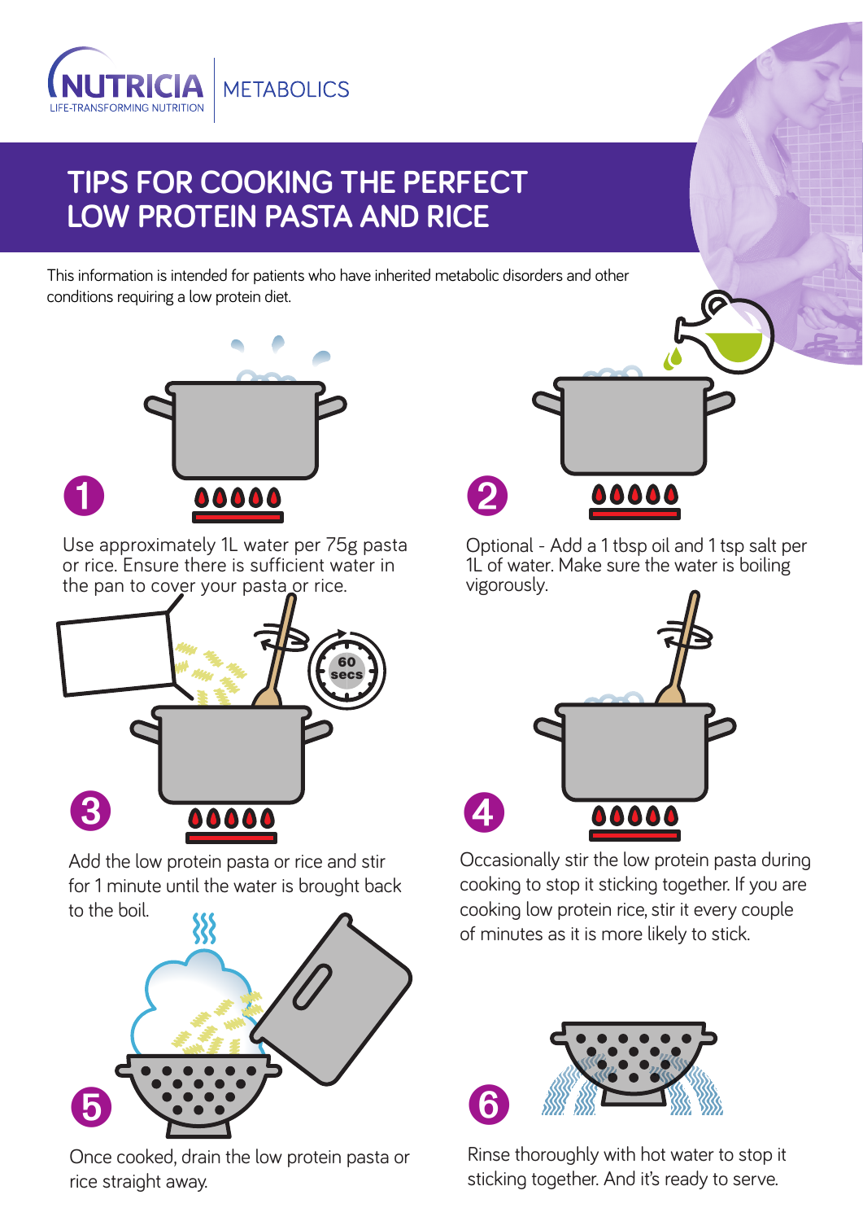NUTRICIA LIFE-TRANSFORMING NUTRITION | METABOLICS

# TIPS FOR COOKING THE PERFECT LOW PROTEIN PASTA AND RICE

This information is intended for patients who have inherited metabolic disorders and other conditions requiring a low protein diet.

1. Use approximately 1L water per 75g pasta or rice. Ensure there is sufficient water in the pan to cover your pasta or rice.

2. Optional - Add a 1 tbsp oil and 1 tsp salt per 1L of water. Make sure the water is boiling vigorously.

3. Add the low protein pasta or rice and stir for 1 minute until the water is brought back to the boil.

4. Occasionally stir the low protein pasta during cooking to stop it sticking together. If you are cooking low protein rice, stir it every couple of minutes as it is more likely to stick.

5. Once cooked, drain the low protein pasta or rice straight away.

6. Rinse thoroughly with hot water to stop it sticking together. And it's ready to serve.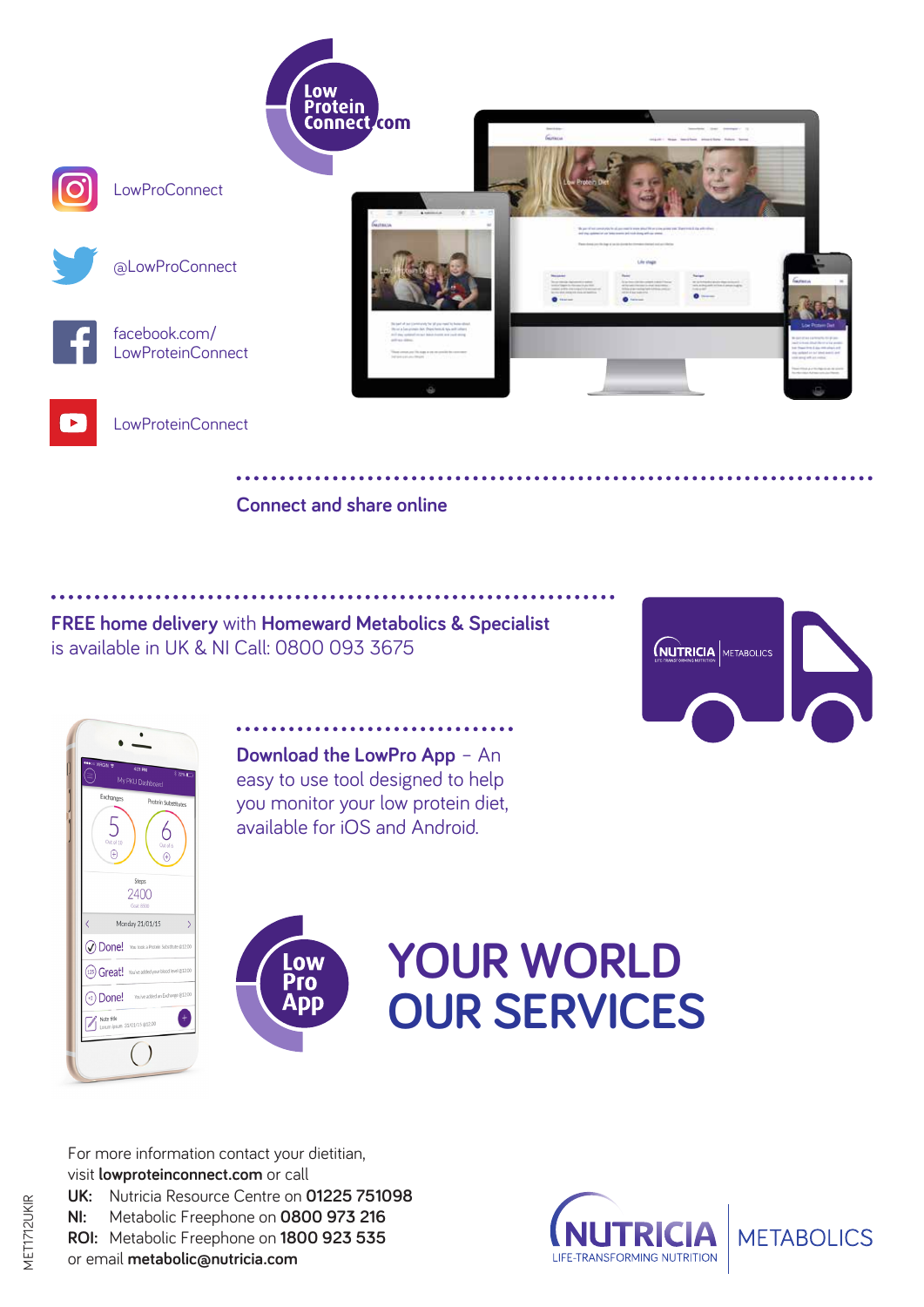Low Protein Connect.com

LowProConnect

@LowProConnect

facebook.com/
LowProteinConnect

LowProteinConnect

## Connect and share online

**FREE home delivery** with **Homeward Metabolics & Specialist** is available in UK & NI Call: 0800 093 3675

**Download the LowPro App** – An easy to use tool designed to help you monitor your low protein diet, available for iOS and Android.

Low Pro App

# YOUR WORLD OUR SERVICES

For more information contact your dietitian, visit **lowproteinconnect.com** or call

**UK:** Nutricia Resource Centre on **01225 751098**
**NI:** Metabolic Freephone on **0800 973 216**
**ROI:** Metabolic Freephone on **1800 923 535**
or email **metabolic@nutricia.com**

NUTRICIA METABOLICS
LIFE-TRANSFORMING NUTRITION

MET1712UKIR